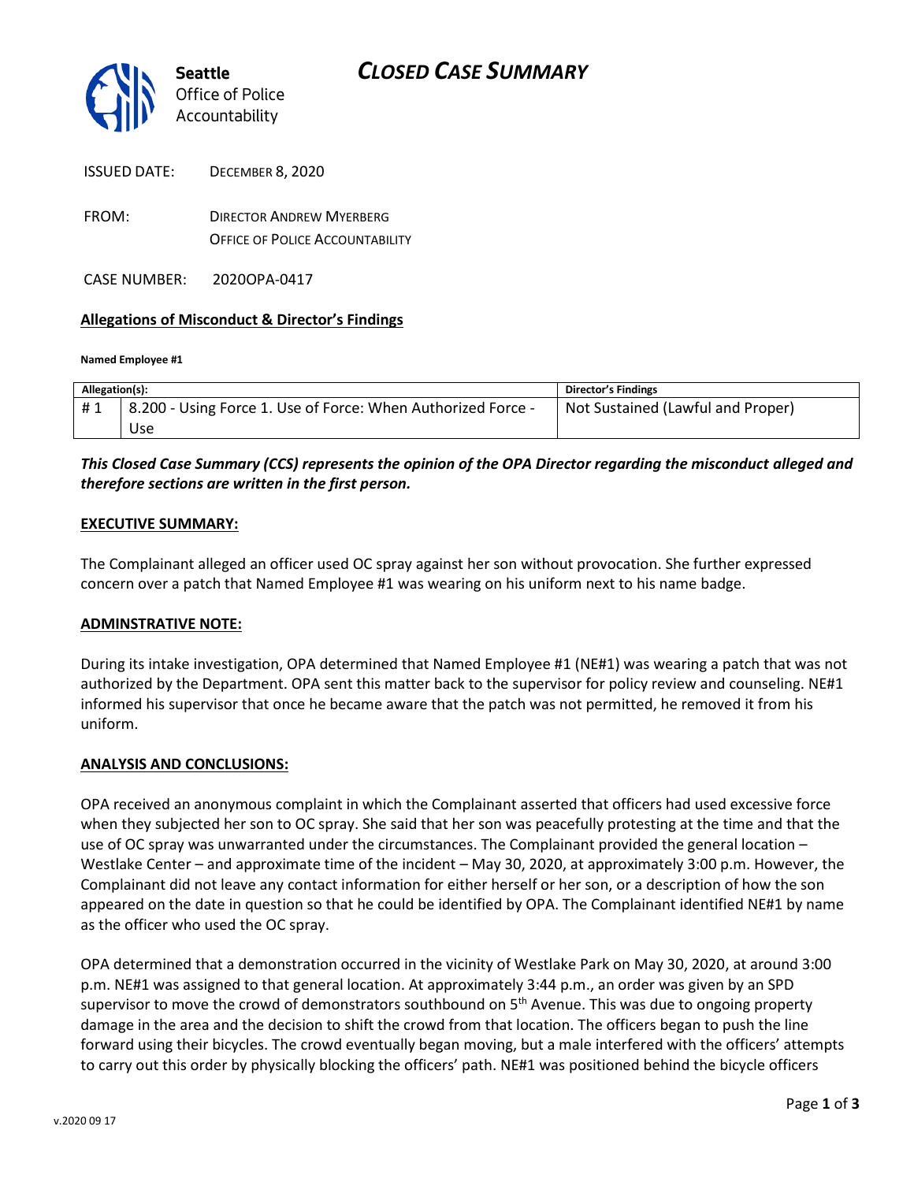**Seattle**
Office of Police
Accountability

# CLOSED CASE SUMMARY

ISSUED DATE: DECEMBER 8, 2020

FROM: DIRECTOR ANDREW MYERBERG
OFFICE OF POLICE ACCOUNTABILITY

CASE NUMBER: 2020OPA-0417

## Allegations of Misconduct & Director's Findings

**Named Employee #1**

| Allegation(s): | | Director's Findings |
|---|---|---|
| # 1 | 8.200 - Using Force 1. Use of Force: When Authorized Force - Use | Not Sustained (Lawful and Proper) |

***This Closed Case Summary (CCS) represents the opinion of the OPA Director regarding the misconduct alleged and therefore sections are written in the first person.***

## EXECUTIVE SUMMARY:

The Complainant alleged an officer used OC spray against her son without provocation. She further expressed concern over a patch that Named Employee #1 was wearing on his uniform next to his name badge.

## ADMINSTRATIVE NOTE:

During its intake investigation, OPA determined that Named Employee #1 (NE#1) was wearing a patch that was not authorized by the Department. OPA sent this matter back to the supervisor for policy review and counseling. NE#1 informed his supervisor that once he became aware that the patch was not permitted, he removed it from his uniform.

## ANALYSIS AND CONCLUSIONS:

OPA received an anonymous complaint in which the Complainant asserted that officers had used excessive force when they subjected her son to OC spray. She said that her son was peacefully protesting at the time and that the use of OC spray was unwarranted under the circumstances. The Complainant provided the general location – Westlake Center – and approximate time of the incident – May 30, 2020, at approximately 3:00 p.m. However, the Complainant did not leave any contact information for either herself or her son, or a description of how the son appeared on the date in question so that he could be identified by OPA. The Complainant identified NE#1 by name as the officer who used the OC spray.

OPA determined that a demonstration occurred in the vicinity of Westlake Park on May 30, 2020, at around 3:00 p.m. NE#1 was assigned to that general location. At approximately 3:44 p.m., an order was given by an SPD supervisor to move the crowd of demonstrators southbound on 5th Avenue. This was due to ongoing property damage in the area and the decision to shift the crowd from that location. The officers began to push the line forward using their bicycles. The crowd eventually began moving, but a male interfered with the officers' attempts to carry out this order by physically blocking the officers' path. NE#1 was positioned behind the bicycle officers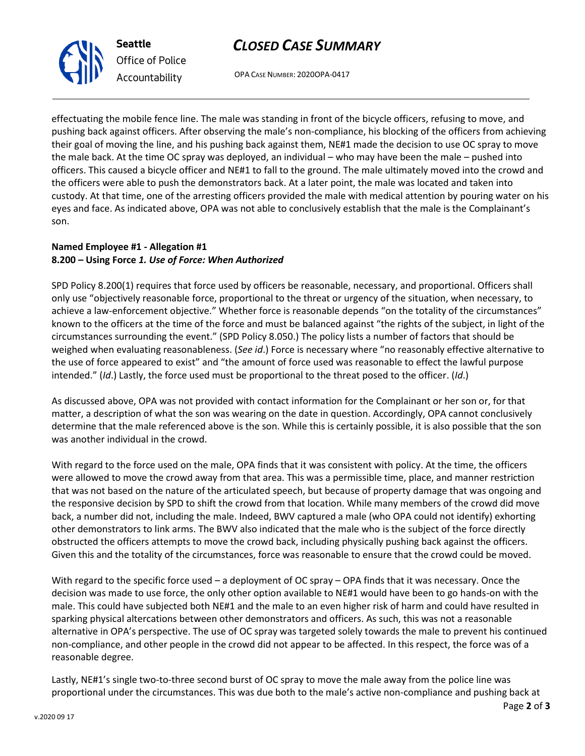effectuating the mobile fence line. The male was standing in front of the bicycle officers, refusing to move, and pushing back against officers. After observing the male's non-compliance, his blocking of the officers from achieving their goal of moving the line, and his pushing back against them, NE#1 made the decision to use OC spray to move the male back. At the time OC spray was deployed, an individual – who may have been the male – pushed into officers. This caused a bicycle officer and NE#1 to fall to the ground. The male ultimately moved into the crowd and the officers were able to push the demonstrators back. At a later point, the male was located and taken into custody. At that time, one of the arresting officers provided the male with medical attention by pouring water on his eyes and face. As indicated above, OPA was not able to conclusively establish that the male is the Complainant's son.

**Named Employee #1 - Allegation #1**
**8.200 – Using Force *1. Use of Force: When Authorized***

SPD Policy 8.200(1) requires that force used by officers be reasonable, necessary, and proportional. Officers shall only use "objectively reasonable force, proportional to the threat or urgency of the situation, when necessary, to achieve a law-enforcement objective." Whether force is reasonable depends "on the totality of the circumstances" known to the officers at the time of the force and must be balanced against "the rights of the subject, in light of the circumstances surrounding the event." (SPD Policy 8.050.) The policy lists a number of factors that should be weighed when evaluating reasonableness. (*See id*.) Force is necessary where "no reasonably effective alternative to the use of force appeared to exist" and "the amount of force used was reasonable to effect the lawful purpose intended." (*Id*.) Lastly, the force used must be proportional to the threat posed to the officer. (*Id*.)

As discussed above, OPA was not provided with contact information for the Complainant or her son or, for that matter, a description of what the son was wearing on the date in question. Accordingly, OPA cannot conclusively determine that the male referenced above is the son. While this is certainly possible, it is also possible that the son was another individual in the crowd.

With regard to the force used on the male, OPA finds that it was consistent with policy. At the time, the officers were allowed to move the crowd away from that area. This was a permissible time, place, and manner restriction that was not based on the nature of the articulated speech, but because of property damage that was ongoing and the responsive decision by SPD to shift the crowd from that location. While many members of the crowd did move back, a number did not, including the male. Indeed, BWV captured a male (who OPA could not identify) exhorting other demonstrators to link arms. The BWV also indicated that the male who is the subject of the force directly obstructed the officers attempts to move the crowd back, including physically pushing back against the officers. Given this and the totality of the circumstances, force was reasonable to ensure that the crowd could be moved.

With regard to the specific force used – a deployment of OC spray – OPA finds that it was necessary. Once the decision was made to use force, the only other option available to NE#1 would have been to go hands-on with the male. This could have subjected both NE#1 and the male to an even higher risk of harm and could have resulted in sparking physical altercations between other demonstrators and officers. As such, this was not a reasonable alternative in OPA's perspective. The use of OC spray was targeted solely towards the male to prevent his continued non-compliance, and other people in the crowd did not appear to be affected. In this respect, the force was of a reasonable degree.

Lastly, NE#1's single two-to-three second burst of OC spray to move the male away from the police line was proportional under the circumstances. This was due both to the male's active non-compliance and pushing back at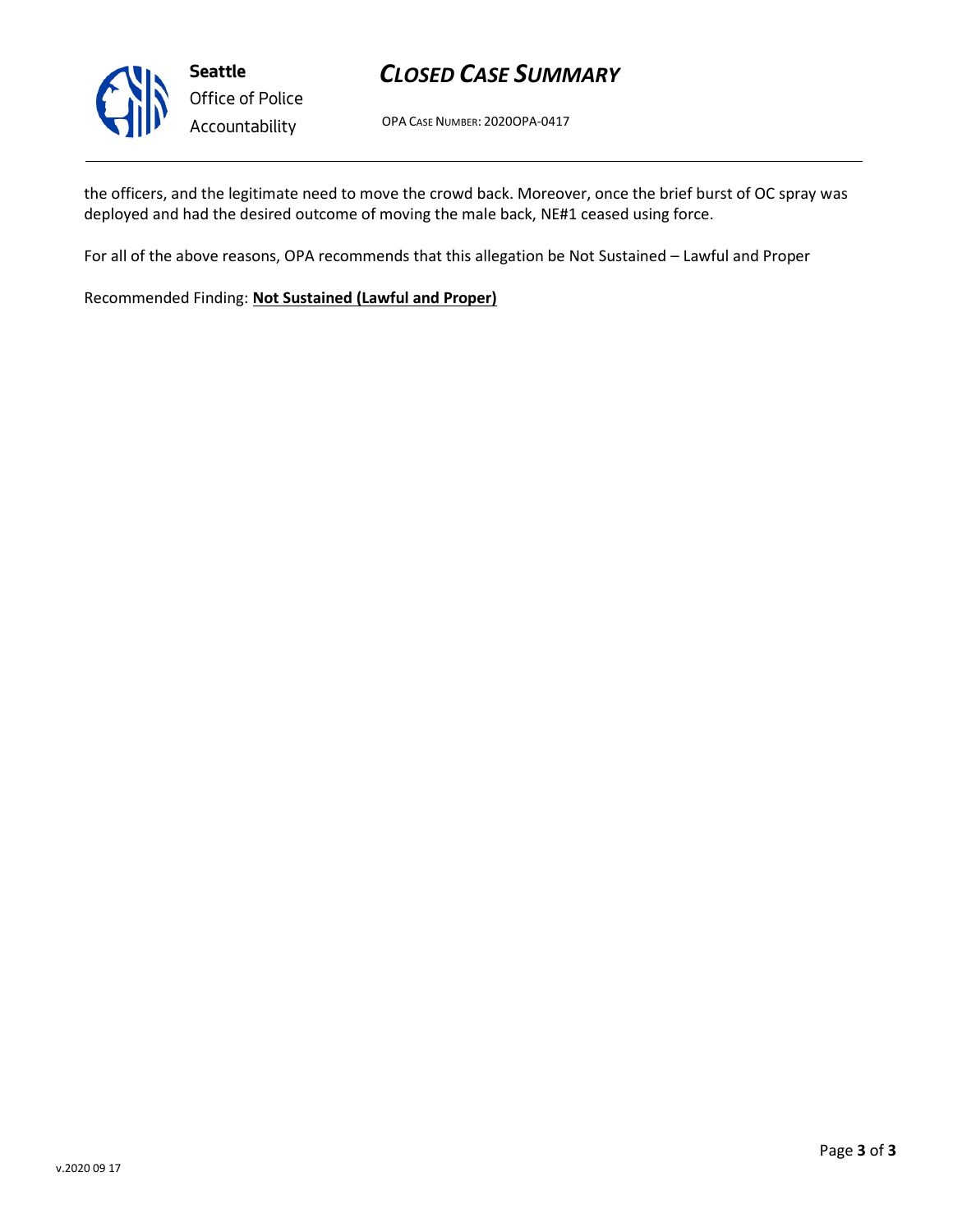the officers, and the legitimate need to move the crowd back. Moreover, once the brief burst of OC spray was deployed and had the desired outcome of moving the male back, NE#1 ceased using force.

For all of the above reasons, OPA recommends that this allegation be Not Sustained – Lawful and Proper

Recommended Finding: **Not Sustained (Lawful and Proper)**